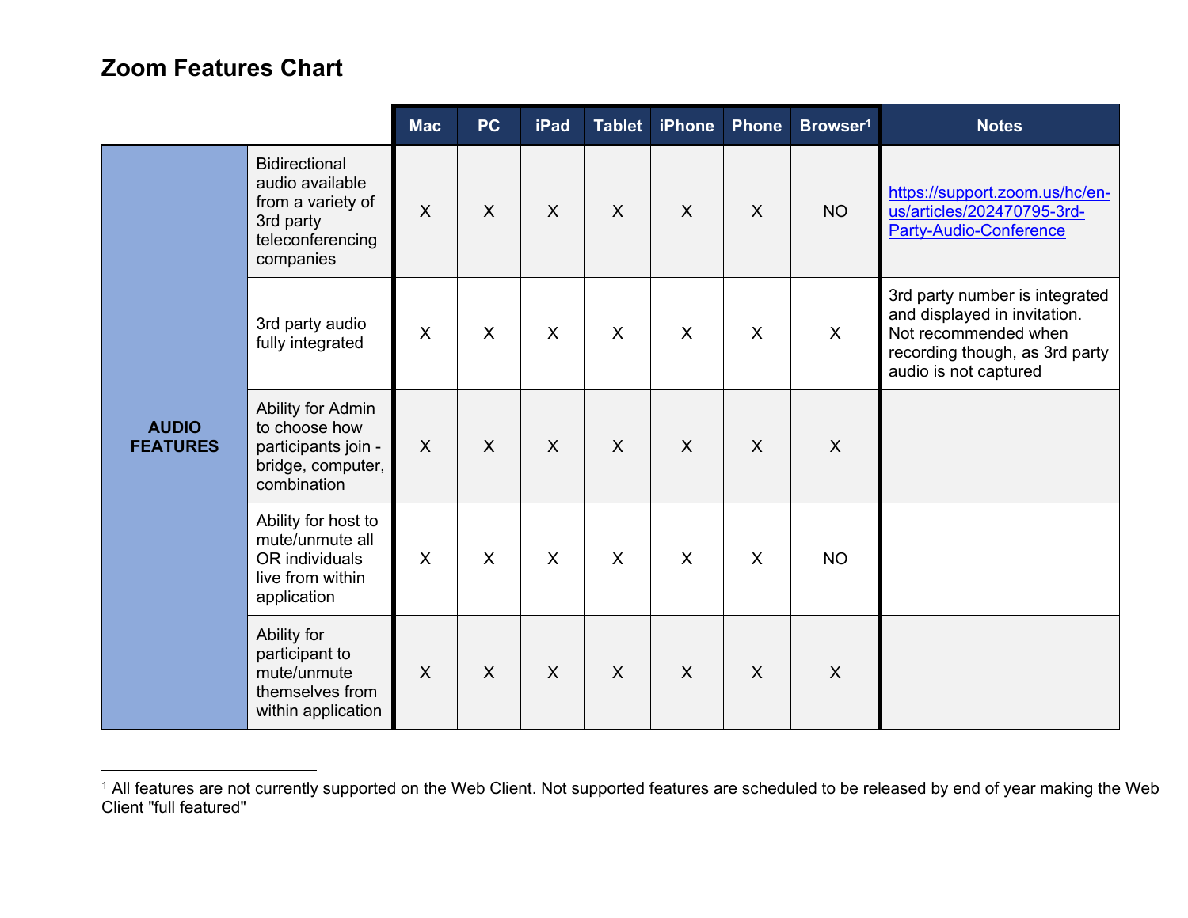# Zoom Features Chart

| | | Mac | PC | iPad | Tablet | iPhone | Phone | Browser[1] | Notes |
|---|---|---|---|---|---|---|---|---|---|
| **AUDIO FEATURES** | Bidirectional audio available from a variety of 3rd party teleconferencing companies | X | X | X | X | X | X | NO | https://support.zoom.us/hc/en-us/articles/202470795-3rd-Party-Audio-Conference |
| | 3rd party audio fully integrated | X | X | X | X | X | X | X | 3rd party number is integrated and displayed in invitation. Not recommended when recording though, as 3rd party audio is not captured |
| | Ability for Admin to choose how participants join - bridge, computer, combination | X | X | X | X | X | X | X | |
| | Ability for host to mute/unmute all OR individuals live from within application | X | X | X | X | X | X | NO | |
| | Ability for participant to mute/unmute themselves from within application | X | X | X | X | X | X | X | |

[1] All features are not currently supported on the Web Client. Not supported features are scheduled to be released by end of year making the Web Client "full featured"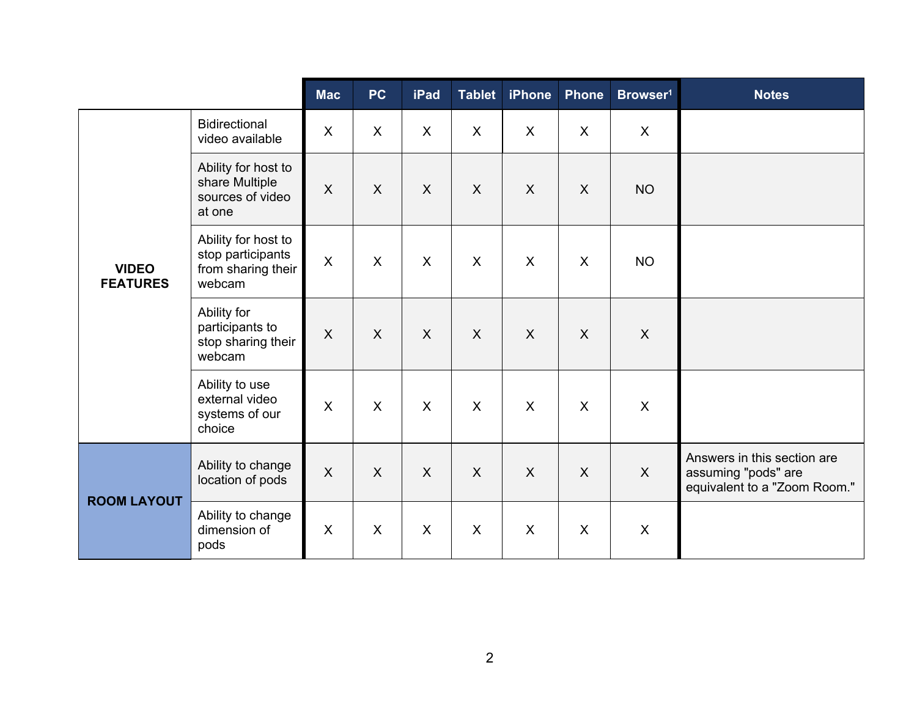| | | Mac | PC | iPad | Tablet | iPhone | Phone | Browser[1] | Notes |
|---|---|---|---|---|---|---|---|---|---|
| **VIDEO FEATURES** | Bidirectional video available | X | X | X | X | X | X | X | |
| | Ability for host to share Multiple sources of video at one | X | X | X | X | X | X | NO | |
| | Ability for host to stop participants from sharing their webcam | X | X | X | X | X | X | NO | |
| | Ability for participants to stop sharing their webcam | X | X | X | X | X | X | X | |
| | Ability to use external video systems of our choice | X | X | X | X | X | X | X | |
| **ROOM LAYOUT** | Ability to change location of pods | X | X | X | X | X | X | X | Answers in this section are assuming "pods" are equivalent to a "Zoom Room." |
| | Ability to change dimension of pods | X | X | X | X | X | X | X | |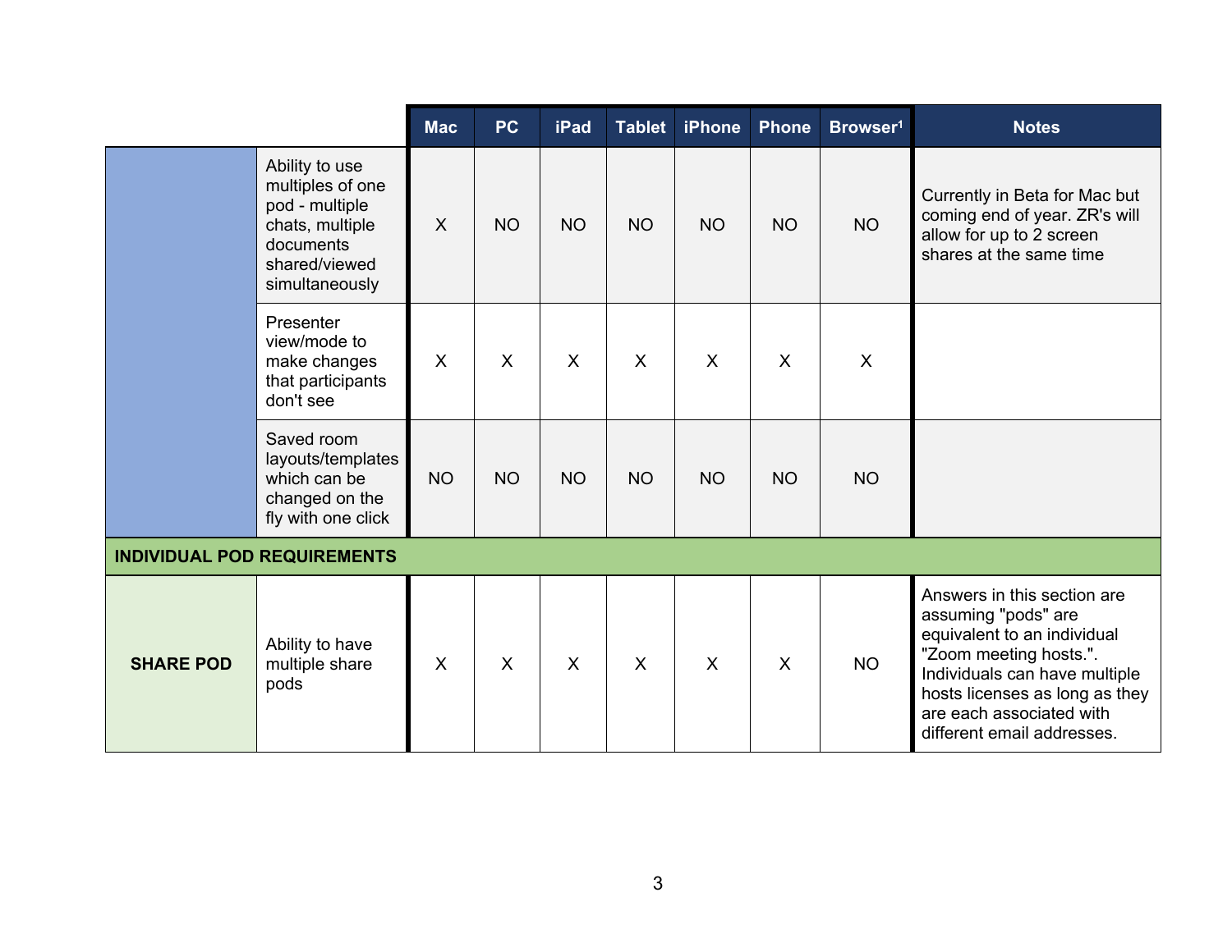| | | Mac | PC | iPad | Tablet | iPhone | Phone | Browser[1] | Notes |
|---|---|---|---|---|---|---|---|---|---|
| | Ability to use multiples of one pod - multiple chats, multiple documents shared/viewed simultaneously | X | NO | NO | NO | NO | NO | NO | Currently in Beta for Mac but coming end of year. ZR's will allow for up to 2 screen shares at the same time |
| | Presenter view/mode to make changes that participants don't see | X | X | X | X | X | X | X | |
| | Saved room layouts/templates which can be changed on the fly with one click | NO | NO | NO | NO | NO | NO | NO | |
| **INDIVIDUAL POD REQUIREMENTS** | | | | | | | | | |
| **SHARE POD** | Ability to have multiple share pods | X | X | X | X | X | X | NO | Answers in this section are assuming "pods" are equivalent to an individual "Zoom meeting hosts.". Individuals can have multiple hosts licenses as long as they are each associated with different email addresses. |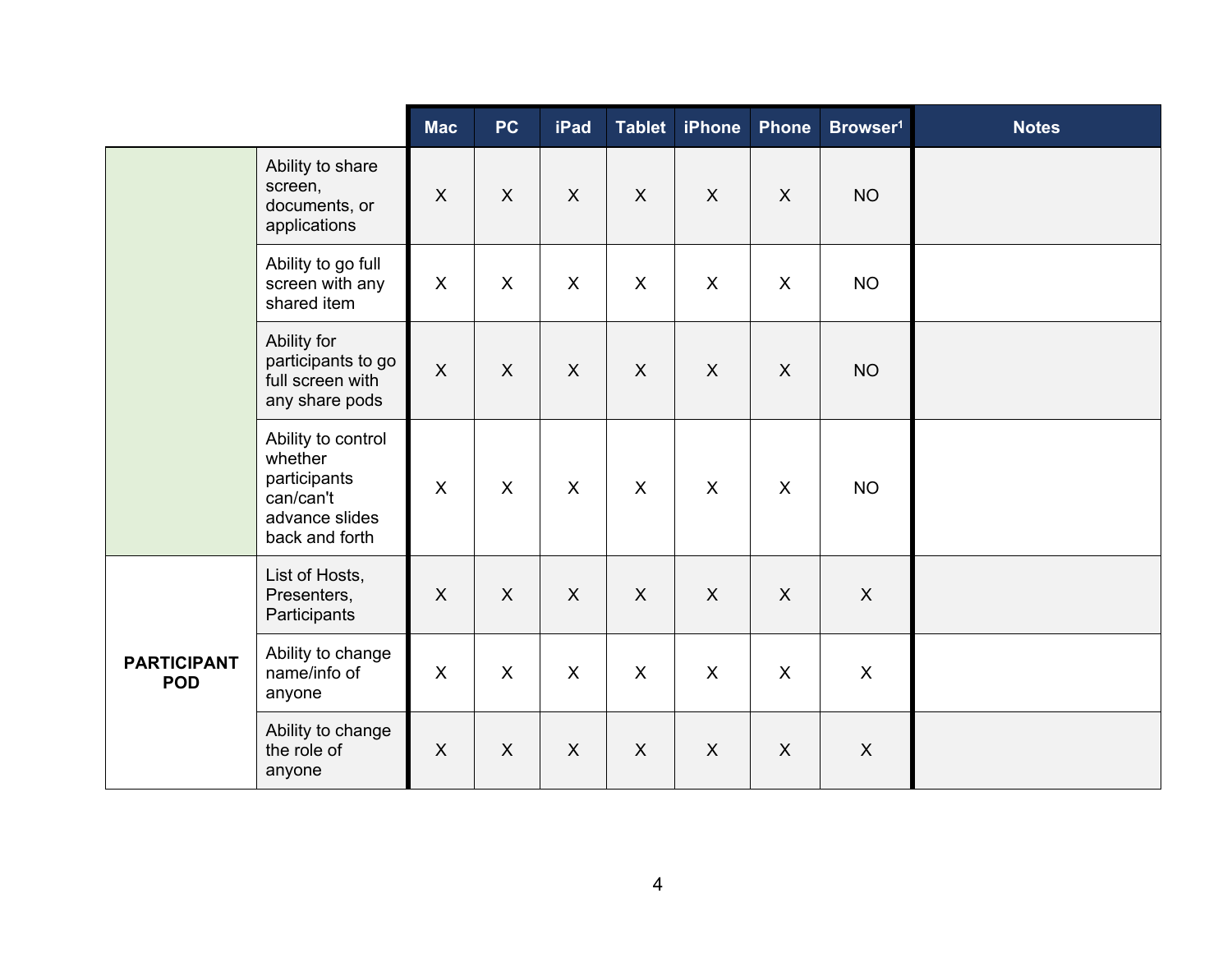| | | Mac | PC | iPad | Tablet | iPhone | Phone | Browser[1] | Notes |
|---|---|---|---|---|---|---|---|---|---|
| | Ability to share screen, documents, or applications | X | X | X | X | X | X | NO | |
| | Ability to go full screen with any shared item | X | X | X | X | X | X | NO | |
| | Ability for participants to go full screen with any share pods | X | X | X | X | X | X | NO | |
| | Ability to control whether participants can/can't advance slides back and forth | X | X | X | X | X | X | NO | |
| **PARTICIPANT POD** | List of Hosts, Presenters, Participants | X | X | X | X | X | X | X | |
| | Ability to change name/info of anyone | X | X | X | X | X | X | X | |
| | Ability to change the role of anyone | X | X | X | X | X | X | X | |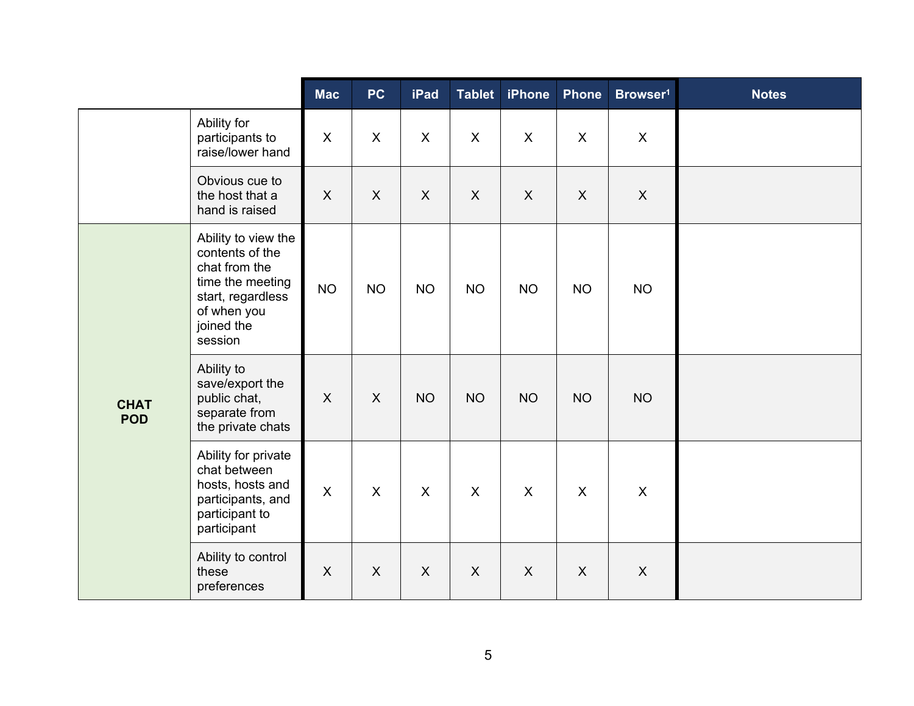| | | Mac | PC | iPad | Tablet | iPhone | Phone | Browser[1] | Notes |
|---|---|---|---|---|---|---|---|---|---|
| | Ability for participants to raise/lower hand | X | X | X | X | X | X | X | |
| | Obvious cue to the host that a hand is raised | X | X | X | X | X | X | X | |
| **CHAT POD** | Ability to view the contents of the chat from the time the meeting start, regardless of when you joined the session | NO | NO | NO | NO | NO | NO | NO | |
| | Ability to save/export the public chat, separate from the private chats | X | X | NO | NO | NO | NO | NO | |
| | Ability for private chat between hosts, hosts and participants, and participant to participant | X | X | X | X | X | X | X | |
| | Ability to control these preferences | X | X | X | X | X | X | X | |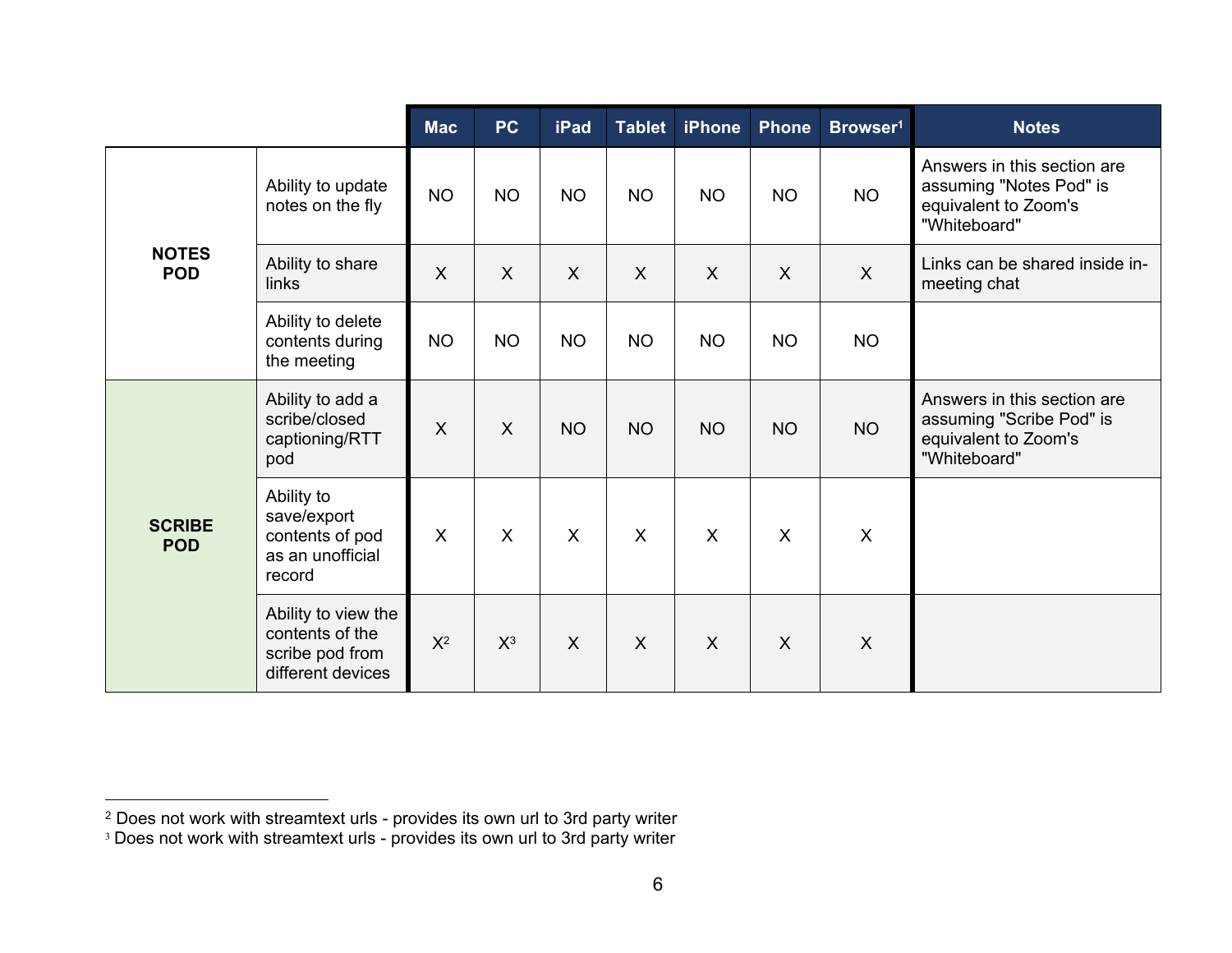| | | Mac | PC | iPad | Tablet | iPhone | Phone | Browser[1] | Notes |
|---|---|---|---|---|---|---|---|---|---|
| **NOTES POD** | Ability to update notes on the fly | NO | NO | NO | NO | NO | NO | NO | Answers in this section are assuming "Notes Pod" is equivalent to Zoom's "Whiteboard" |
| | Ability to share links | X | X | X | X | X | X | X | Links can be shared inside in-meeting chat |
| | Ability to delete contents during the meeting | NO | NO | NO | NO | NO | NO | NO | |
| **SCRIBE POD** | Ability to add a scribe/closed captioning/RTT pod | X | X | NO | NO | NO | NO | NO | Answers in this section are assuming "Scribe Pod" is equivalent to Zoom's "Whiteboard" |
| | Ability to save/export contents of pod as an unofficial record | X | X | X | X | X | X | X | |
| | Ability to view the contents of the scribe pod from different devices | X[2] | X[3] | X | X | X | X | X | |

[2] Does not work with streamtext urls - provides its own url to 3rd party writer

[3] Does not work with streamtext urls - provides its own url to 3rd party writer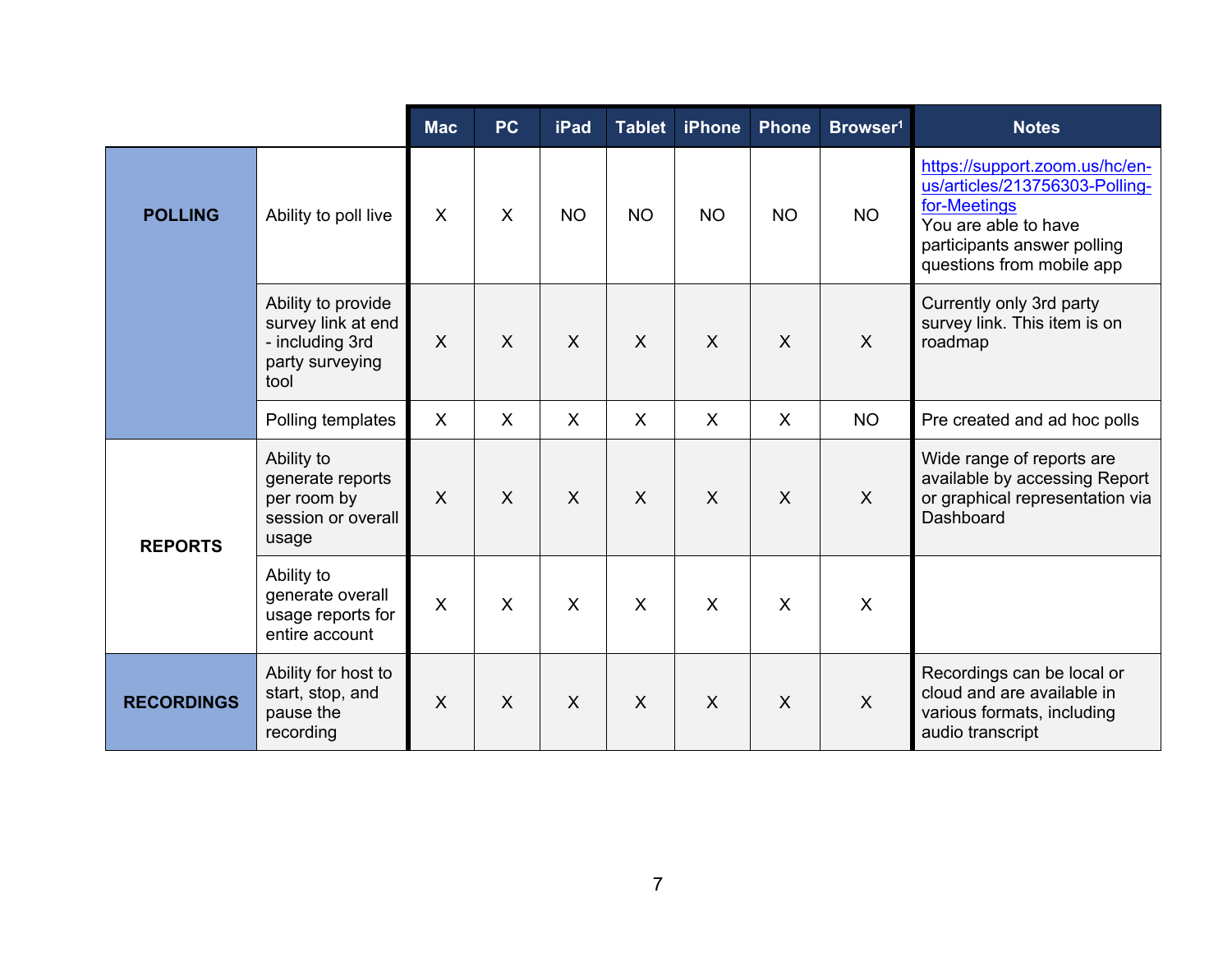| | | Mac | PC | iPad | Tablet | iPhone | Phone | Browser[1] | Notes |
|---|---|---|---|---|---|---|---|---|---|
| **POLLING** | Ability to poll live | X | X | NO | NO | NO | NO | NO | https://support.zoom.us/hc/en-us/articles/213756303-Polling-for-Meetings You are able to have participants answer polling questions from mobile app |
| | Ability to provide survey link at end - including 3rd party surveying tool | X | X | X | X | X | X | X | Currently only 3rd party survey link. This item is on roadmap |
| | Polling templates | X | X | X | X | X | X | NO | Pre created and ad hoc polls |
| **REPORTS** | Ability to generate reports per room by session or overall usage | X | X | X | X | X | X | X | Wide range of reports are available by accessing Report or graphical representation via Dashboard |
| | Ability to generate overall usage reports for entire account | X | X | X | X | X | X | X | |
| **RECORDINGS** | Ability for host to start, stop, and pause the recording | X | X | X | X | X | X | X | Recordings can be local or cloud and are available in various formats, including audio transcript |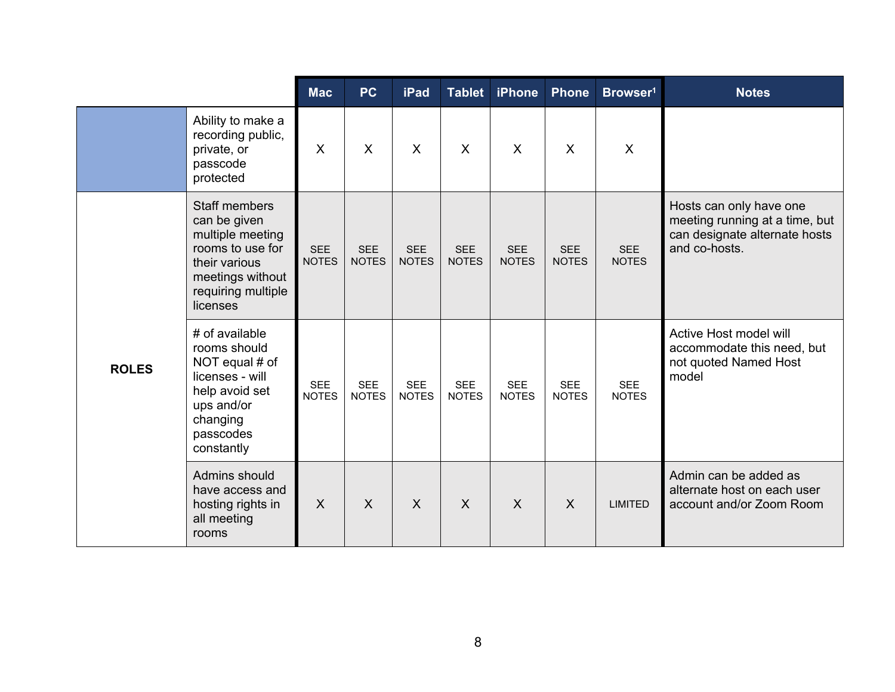| | | Mac | PC | iPad | Tablet | iPhone | Phone | Browser[1] | Notes |
|---|---|---|---|---|---|---|---|---|---|
| | Ability to make a recording public, private, or passcode protected | X | X | X | X | X | X | X | |
| ROLES | Staff members can be given multiple meeting rooms to use for their various meetings without requiring multiple licenses | SEE NOTES | SEE NOTES | SEE NOTES | SEE NOTES | SEE NOTES | SEE NOTES | SEE NOTES | Hosts can only have one meeting running at a time, but can designate alternate hosts and co-hosts. |
| | # of available rooms should NOT equal # of licenses - will help avoid set ups and/or changing passcodes constantly | SEE NOTES | SEE NOTES | SEE NOTES | SEE NOTES | SEE NOTES | SEE NOTES | SEE NOTES | Active Host model will accommodate this need, but not quoted Named Host model |
| | Admins should have access and hosting rights in all meeting rooms | X | X | X | X | X | X | LIMITED | Admin can be added as alternate host on each user account and/or Zoom Room |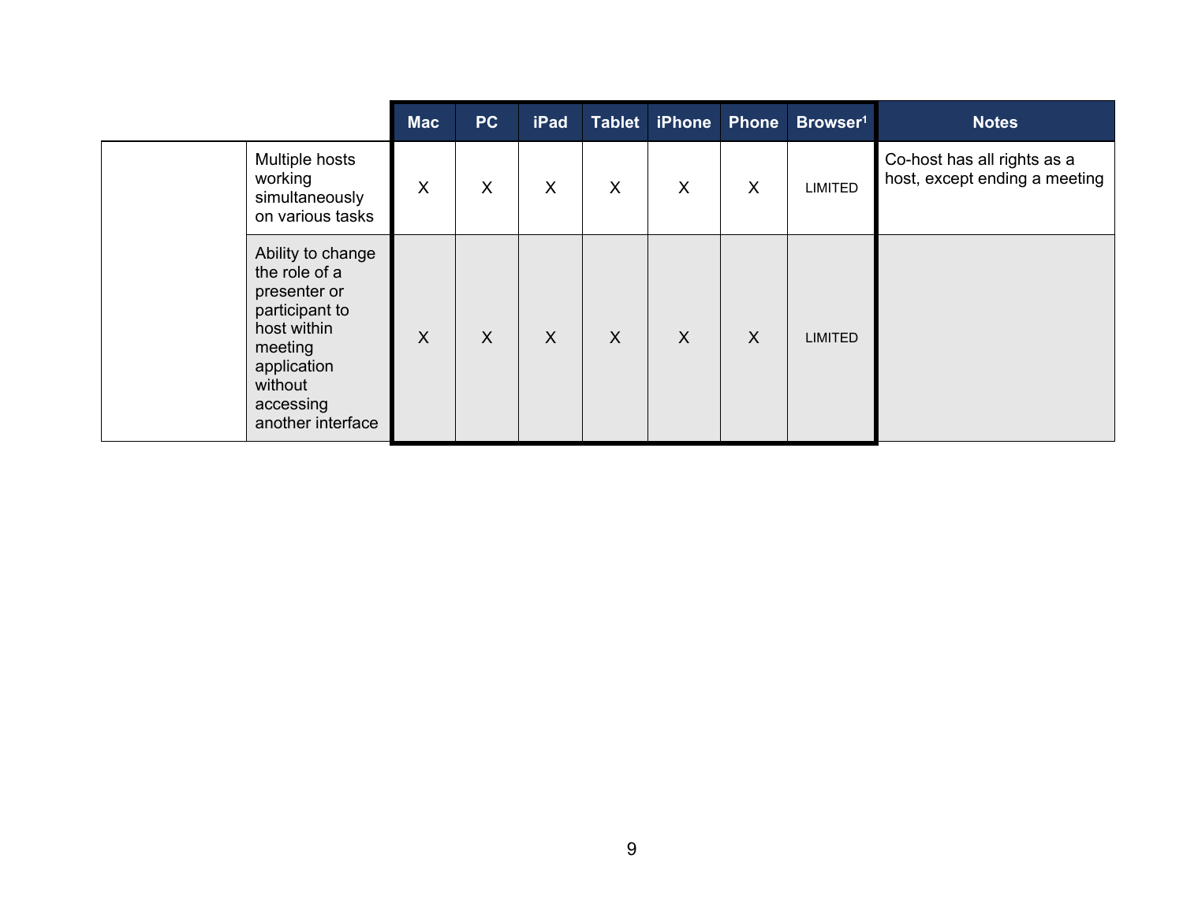| | | Mac | PC | iPad | Tablet | iPhone | Phone | Browser[1] | Notes |
|---|---|---|---|---|---|---|---|---|---|
| | Multiple hosts working simultaneously on various tasks | X | X | X | X | X | X | LIMITED | Co-host has all rights as a host, except ending a meeting |
| | Ability to change the role of a presenter or participant to host within meeting application without accessing another interface | X | X | X | X | X | X | LIMITED | |